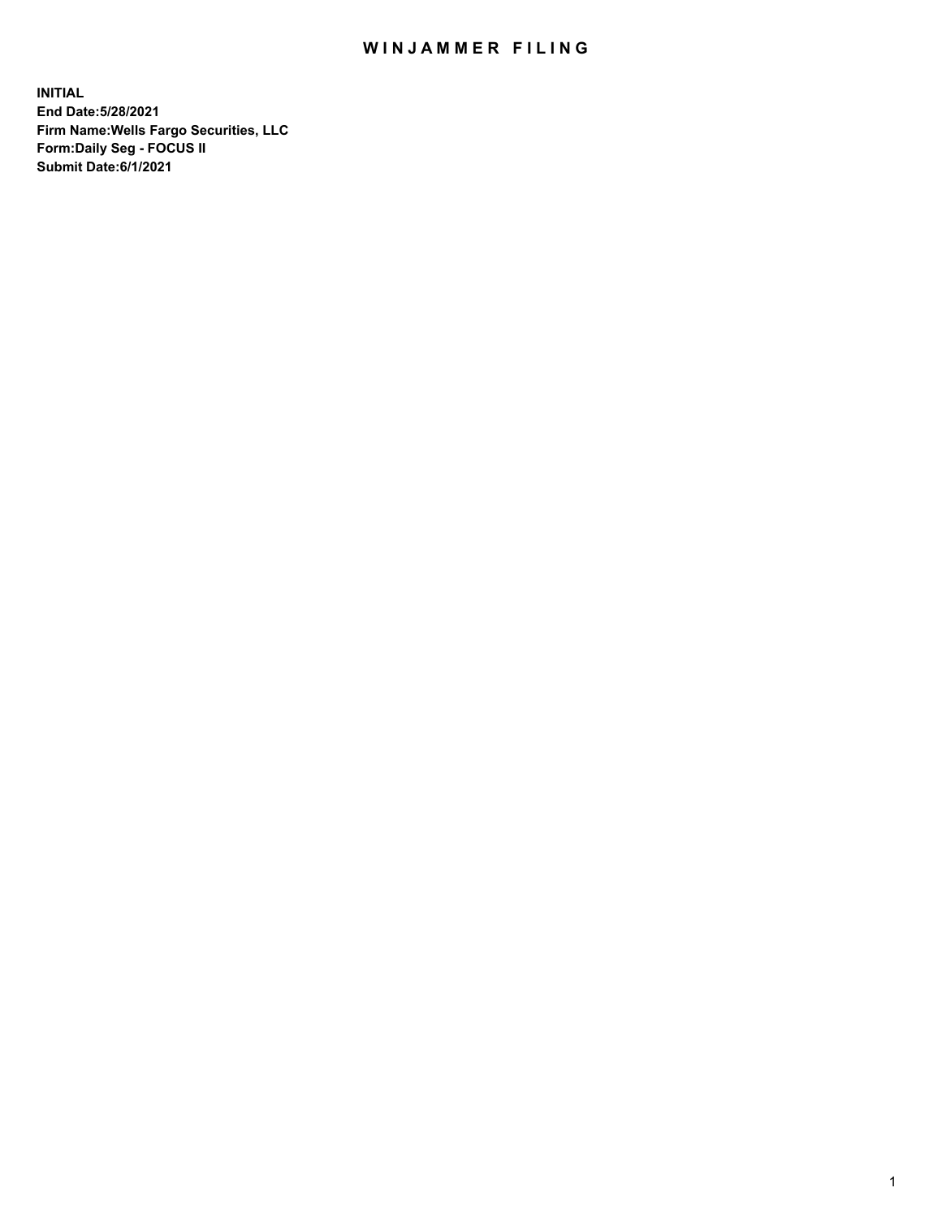# WINJAMMER FILING

**INITIAL**
**End Date:5/28/2021**
**Firm Name:Wells Fargo Securities, LLC**
**Form:Daily Seg - FOCUS II**
**Submit Date:6/1/2021**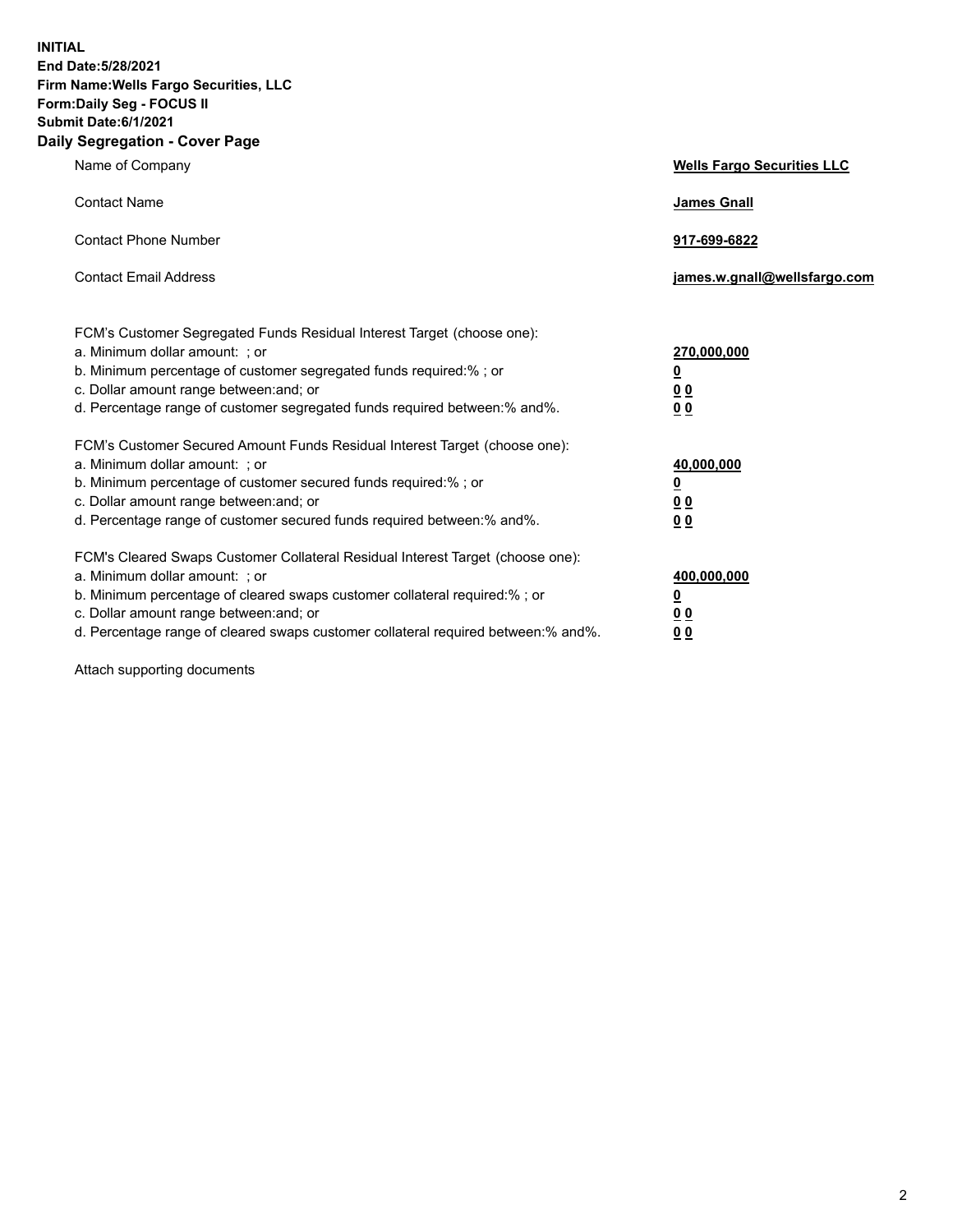**INITIAL**
**End Date:5/28/2021**
**Firm Name:Wells Fargo Securities, LLC**
**Form:Daily Seg - FOCUS II**
**Submit Date:6/1/2021**

## Daily Segregation - Cover Page

| | |
|---|---|
| Name of Company | **Wells Fargo Securities LLC** |
| Contact Name | **James Gnall** |
| Contact Phone Number | **917-699-6822** |
| Contact Email Address | **james.w.gnall@wellsfargo.com** |

| | |
|---|---|
| FCM's Customer Segregated Funds Residual Interest Target (choose one): | |
| a. Minimum dollar amount: ; or | **270,000,000** |
| b. Minimum percentage of customer segregated funds required:% ; or | **0** |
| c. Dollar amount range between:and; or | **0 0** |
| d. Percentage range of customer segregated funds required between:% and%. | **0 0** |
| FCM's Customer Secured Amount Funds Residual Interest Target (choose one): | |
| a. Minimum dollar amount: ; or | **40,000,000** |
| b. Minimum percentage of customer secured funds required:% ; or | **0** |
| c. Dollar amount range between:and; or | **0 0** |
| d. Percentage range of customer secured funds required between:% and%. | **0 0** |
| FCM's Cleared Swaps Customer Collateral Residual Interest Target (choose one): | |
| a. Minimum dollar amount: ; or | **400,000,000** |
| b. Minimum percentage of cleared swaps customer collateral required:% ; or | **0** |
| c. Dollar amount range between:and; or | **0 0** |
| d. Percentage range of cleared swaps customer collateral required between:% and%. | **0 0** |

Attach supporting documents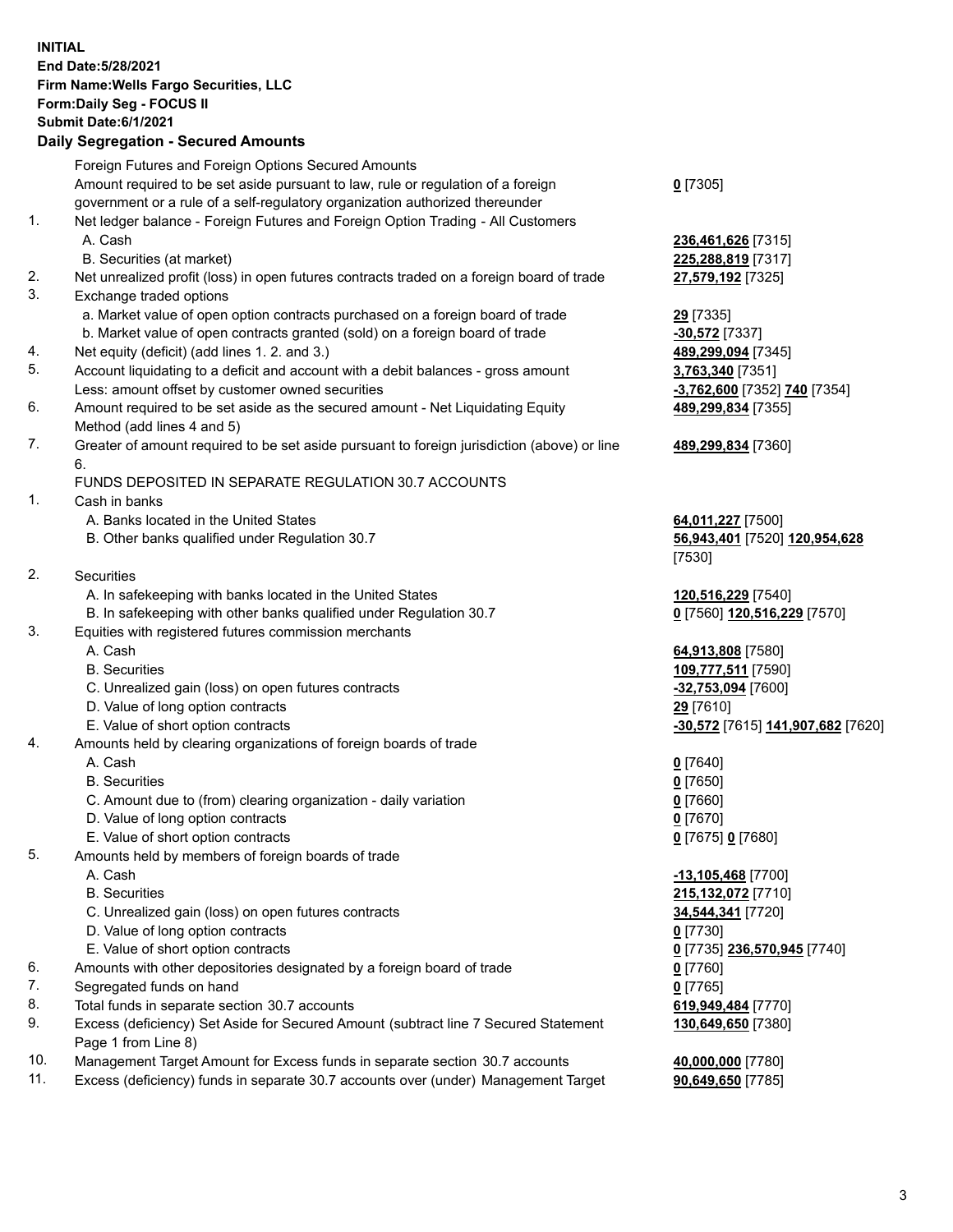**INITIAL**
**End Date:5/28/2021**
**Firm Name:Wells Fargo Securities, LLC**
**Form:Daily Seg - FOCUS II**
**Submit Date:6/1/2021**

## Daily Segregation - Secured Amounts

| | | |
|---|---|---|
| | Foreign Futures and Foreign Options Secured Amounts | |
| | Amount required to be set aside pursuant to law, rule or regulation of a foreign government or a rule of a self-regulatory organization authorized thereunder | **0** [7305] |
| 1. | Net ledger balance - Foreign Futures and Foreign Option Trading - All Customers | |
| | A. Cash | **236,461,626** [7315] |
| | B. Securities (at market) | **225,288,819** [7317] |
| 2. | Net unrealized profit (loss) in open futures contracts traded on a foreign board of trade | **27,579,192** [7325] |
| 3. | Exchange traded options | |
| | a. Market value of open option contracts purchased on a foreign board of trade | **29** [7335] |
| | b. Market value of open contracts granted (sold) on a foreign board of trade | **-30,572** [7337] |
| 4. | Net equity (deficit) (add lines 1. 2. and 3.) | **489,299,094** [7345] |
| 5. | Account liquidating to a deficit and account with a debit balances - gross amount | **3,763,340** [7351] |
| | Less: amount offset by customer owned securities | **-3,762,600** [7352] **740** [7354] |
| 6. | Amount required to be set aside as the secured amount - Net Liquidating Equity Method (add lines 4 and 5) | **489,299,834** [7355] |
| 7. | Greater of amount required to be set aside pursuant to foreign jurisdiction (above) or line 6. | **489,299,834** [7360] |
| | FUNDS DEPOSITED IN SEPARATE REGULATION 30.7 ACCOUNTS | |
| 1. | Cash in banks | |
| | A. Banks located in the United States | **64,011,227** [7500] |
| | B. Other banks qualified under Regulation 30.7 | **56,943,401** [7520] **120,954,628** [7530] |
| 2. | Securities | |
| | A. In safekeeping with banks located in the United States | **120,516,229** [7540] |
| | B. In safekeeping with other banks qualified under Regulation 30.7 | **0** [7560] **120,516,229** [7570] |
| 3. | Equities with registered futures commission merchants | |
| | A. Cash | **64,913,808** [7580] |
| | B. Securities | **109,777,511** [7590] |
| | C. Unrealized gain (loss) on open futures contracts | **-32,753,094** [7600] |
| | D. Value of long option contracts | **29** [7610] |
| | E. Value of short option contracts | **-30,572** [7615] **141,907,682** [7620] |
| 4. | Amounts held by clearing organizations of foreign boards of trade | |
| | A. Cash | **0** [7640] |
| | B. Securities | **0** [7650] |
| | C. Amount due to (from) clearing organization - daily variation | **0** [7660] |
| | D. Value of long option contracts | **0** [7670] |
| | E. Value of short option contracts | **0** [7675] **0** [7680] |
| 5. | Amounts held by members of foreign boards of trade | |
| | A. Cash | **-13,105,468** [7700] |
| | B. Securities | **215,132,072** [7710] |
| | C. Unrealized gain (loss) on open futures contracts | **34,544,341** [7720] |
| | D. Value of long option contracts | **0** [7730] |
| | E. Value of short option contracts | **0** [7735] **236,570,945** [7740] |
| 6. | Amounts with other depositories designated by a foreign board of trade | **0** [7760] |
| 7. | Segregated funds on hand | **0** [7765] |
| 8. | Total funds in separate section 30.7 accounts | **619,949,484** [7770] |
| 9. | Excess (deficiency) Set Aside for Secured Amount (subtract line 7 Secured Statement Page 1 from Line 8) | **130,649,650** [7380] |
| 10. | Management Target Amount for Excess funds in separate section 30.7 accounts | **40,000,000** [7780] |
| 11. | Excess (deficiency) funds in separate 30.7 accounts over (under) Management Target | **90,649,650** [7785] |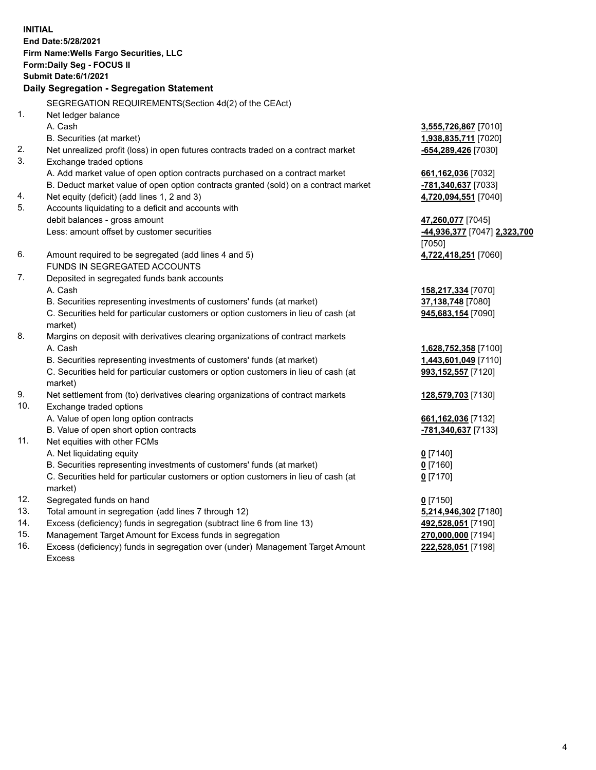**INITIAL**
**End Date:5/28/2021**
**Firm Name:Wells Fargo Securities, LLC**
**Form:Daily Seg - FOCUS II**
**Submit Date:6/1/2021**

## Daily Segregation - Segregation Statement

SEGREGATION REQUIREMENTS(Section 4d(2) of the CEAct)

| | | |
|---|---|---|
| 1. | Net ledger balance | |
| | A. Cash | **3,555,726,867** [7010] |
| | B. Securities (at market) | **1,938,835,711** [7020] |
| 2. | Net unrealized profit (loss) in open futures contracts traded on a contract market | **-654,289,426** [7030] |
| 3. | Exchange traded options | |
| | A. Add market value of open option contracts purchased on a contract market | **661,162,036** [7032] |
| | B. Deduct market value of open option contracts granted (sold) on a contract market | **-781,340,637** [7033] |
| 4. | Net equity (deficit) (add lines 1, 2 and 3) | **4,720,094,551** [7040] |
| 5. | Accounts liquidating to a deficit and accounts with debit balances - gross amount | **47,260,077** [7045] |
| | Less: amount offset by customer securities | **-44,936,377** [7047] **2,323,700** [7050] |
| 6. | Amount required to be segregated (add lines 4 and 5) | **4,722,418,251** [7060] |
| | FUNDS IN SEGREGATED ACCOUNTS | |
| 7. | Deposited in segregated funds bank accounts | |
| | A. Cash | **158,217,334** [7070] |
| | B. Securities representing investments of customers' funds (at market) | **37,138,748** [7080] |
| | C. Securities held for particular customers or option customers in lieu of cash (at market) | **945,683,154** [7090] |
| 8. | Margins on deposit with derivatives clearing organizations of contract markets | |
| | A. Cash | **1,628,752,358** [7100] |
| | B. Securities representing investments of customers' funds (at market) | **1,443,601,049** [7110] |
| | C. Securities held for particular customers or option customers in lieu of cash (at market) | **993,152,557** [7120] |
| 9. | Net settlement from (to) derivatives clearing organizations of contract markets | **128,579,703** [7130] |
| 10. | Exchange traded options | |
| | A. Value of open long option contracts | **661,162,036** [7132] |
| | B. Value of open short option contracts | **-781,340,637** [7133] |
| 11. | Net equities with other FCMs | |
| | A. Net liquidating equity | **0** [7140] |
| | B. Securities representing investments of customers' funds (at market) | **0** [7160] |
| | C. Securities held for particular customers or option customers in lieu of cash (at market) | **0** [7170] |
| 12. | Segregated funds on hand | **0** [7150] |
| 13. | Total amount in segregation (add lines 7 through 12) | **5,214,946,302** [7180] |
| 14. | Excess (deficiency) funds in segregation (subtract line 6 from line 13) | **492,528,051** [7190] |
| 15. | Management Target Amount for Excess funds in segregation | **270,000,000** [7194] |
| 16. | Excess (deficiency) funds in segregation over (under) Management Target Amount Excess | **222,528,051** [7198] |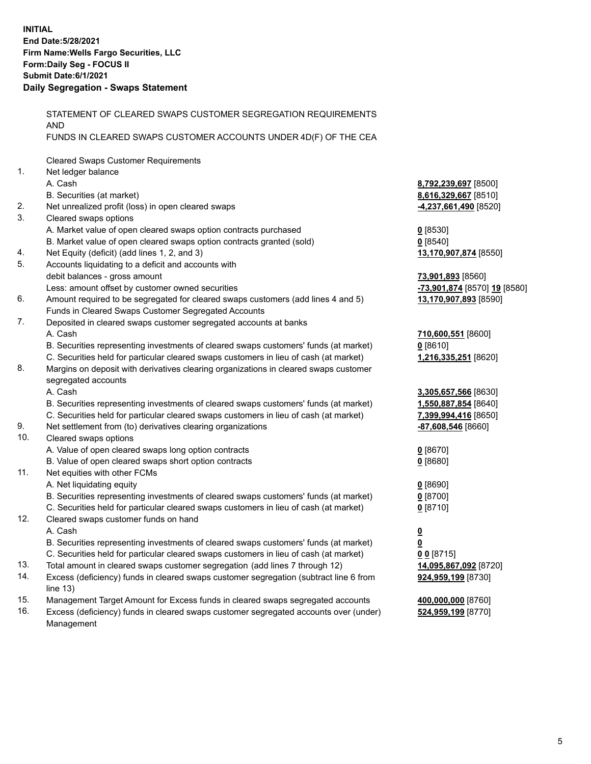**INITIAL**
**End Date:5/28/2021**
**Firm Name:Wells Fargo Securities, LLC**
**Form:Daily Seg - FOCUS II**
**Submit Date:6/1/2021**
**Daily Segregation - Swaps Statement**

STATEMENT OF CLEARED SWAPS CUSTOMER SEGREGATION REQUIREMENTS AND FUNDS IN CLEARED SWAPS CUSTOMER ACCOUNTS UNDER 4D(F) OF THE CEA

| | | |
|---|---|---|
| | Cleared Swaps Customer Requirements | |
| 1. | Net ledger balance | |
| | A. Cash | **8,792,239,697** [8500] |
| | B. Securities (at market) | **8,616,329,667** [8510] |
| 2. | Net unrealized profit (loss) in open cleared swaps | **-4,237,661,490** [8520] |
| 3. | Cleared swaps options | |
| | A. Market value of open cleared swaps option contracts purchased | **0** [8530] |
| | B. Market value of open cleared swaps option contracts granted (sold) | **0** [8540] |
| 4. | Net Equity (deficit) (add lines 1, 2, and 3) | **13,170,907,874** [8550] |
| 5. | Accounts liquidating to a deficit and accounts with debit balances - gross amount | **73,901,893** [8560] |
| | Less: amount offset by customer owned securities | **-73,901,874** [8570] **19** [8580] |
| 6. | Amount required to be segregated for cleared swaps customers (add lines 4 and 5) | **13,170,907,893** [8590] |
| | Funds in Cleared Swaps Customer Segregated Accounts | |
| 7. | Deposited in cleared swaps customer segregated accounts at banks | |
| | A. Cash | **710,600,551** [8600] |
| | B. Securities representing investments of cleared swaps customers' funds (at market) | **0** [8610] |
| | C. Securities held for particular cleared swaps customers in lieu of cash (at market) | **1,216,335,251** [8620] |
| 8. | Margins on deposit with derivatives clearing organizations in cleared swaps customer segregated accounts | |
| | A. Cash | **3,305,657,566** [8630] |
| | B. Securities representing investments of cleared swaps customers' funds (at market) | **1,550,887,854** [8640] |
| | C. Securities held for particular cleared swaps customers in lieu of cash (at market) | **7,399,994,416** [8650] |
| 9. | Net settlement from (to) derivatives clearing organizations | **-87,608,546** [8660] |
| 10. | Cleared swaps options | |
| | A. Value of open cleared swaps long option contracts | **0** [8670] |
| | B. Value of open cleared swaps short option contracts | **0** [8680] |
| 11. | Net equities with other FCMs | |
| | A. Net liquidating equity | **0** [8690] |
| | B. Securities representing investments of cleared swaps customers' funds (at market) | **0** [8700] |
| | C. Securities held for particular cleared swaps customers in lieu of cash (at market) | **0** [8710] |
| 12. | Cleared swaps customer funds on hand | |
| | A. Cash | **0** |
| | B. Securities representing investments of cleared swaps customers' funds (at market) | **0** |
| | C. Securities held for particular cleared swaps customers in lieu of cash (at market) | **0** **0** [8715] |
| 13. | Total amount in cleared swaps customer segregation (add lines 7 through 12) | **14,095,867,092** [8720] |
| 14. | Excess (deficiency) funds in cleared swaps customer segregation (subtract line 6 from line 13) | **924,959,199** [8730] |
| 15. | Management Target Amount for Excess funds in cleared swaps segregated accounts | **400,000,000** [8760] |
| 16. | Excess (deficiency) funds in cleared swaps customer segregated accounts over (under) Management | **524,959,199** [8770] |